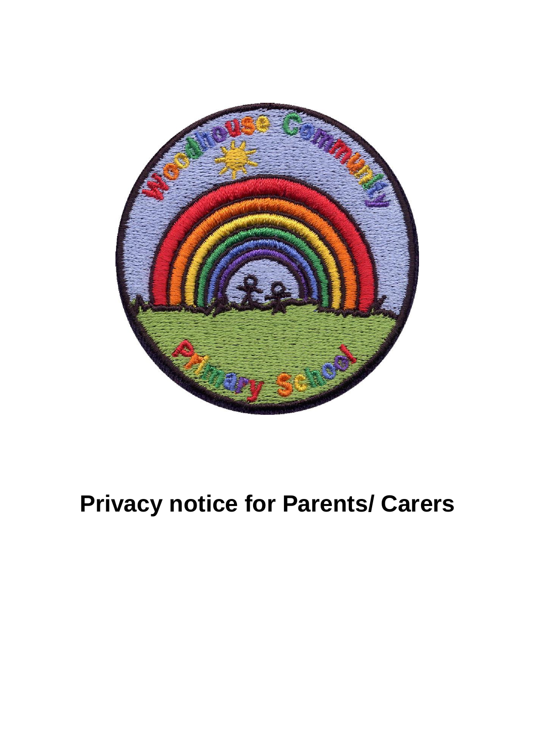# Privacy notice for Parents/ Carers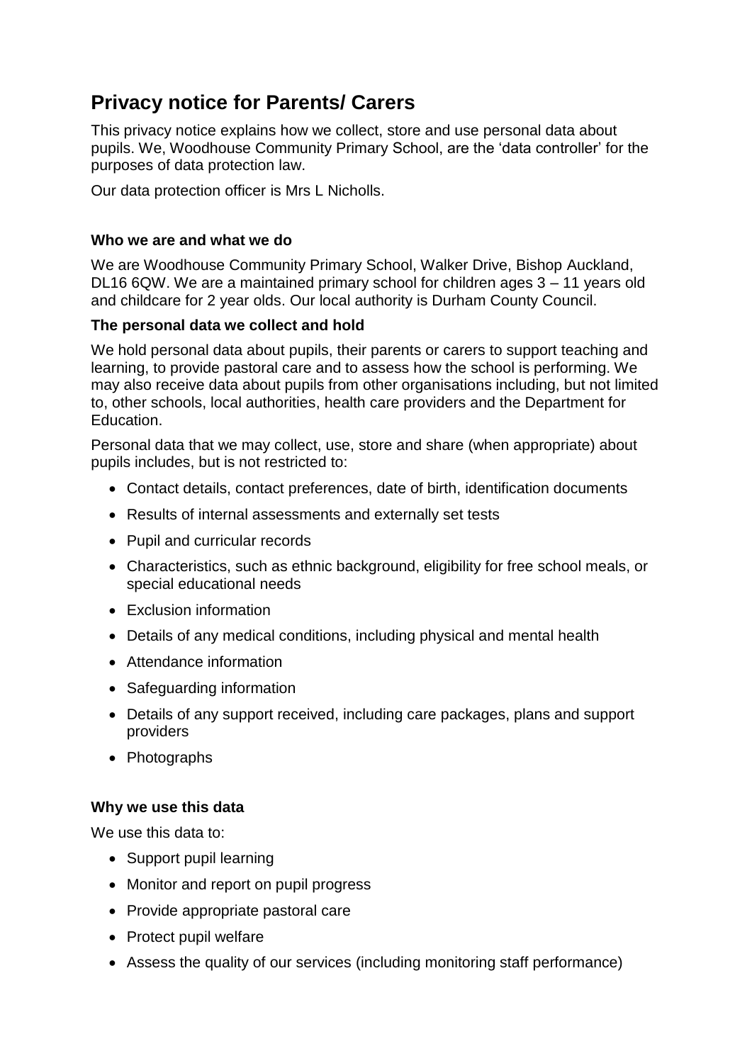# Privacy notice for Parents/ Carers

This privacy notice explains how we collect, store and use personal data about pupils. We, Woodhouse Community Primary School, are the 'data controller' for the purposes of data protection law.

Our data protection officer is Mrs L Nicholls.

### Who we are and what we do

We are Woodhouse Community Primary School, Walker Drive, Bishop Auckland, DL16 6QW. We are a maintained primary school for children ages 3 – 11 years old and childcare for 2 year olds. Our local authority is Durham County Council.

### The personal data we collect and hold

We hold personal data about pupils, their parents or carers to support teaching and learning, to provide pastoral care and to assess how the school is performing. We may also receive data about pupils from other organisations including, but not limited to, other schools, local authorities, health care providers and the Department for Education.

Personal data that we may collect, use, store and share (when appropriate) about pupils includes, but is not restricted to:

- Contact details, contact preferences, date of birth, identification documents
- Results of internal assessments and externally set tests
- Pupil and curricular records
- Characteristics, such as ethnic background, eligibility for free school meals, or special educational needs
- Exclusion information
- Details of any medical conditions, including physical and mental health
- Attendance information
- Safeguarding information
- Details of any support received, including care packages, plans and support providers
- Photographs

### Why we use this data

We use this data to:

- Support pupil learning
- Monitor and report on pupil progress
- Provide appropriate pastoral care
- Protect pupil welfare
- Assess the quality of our services (including monitoring staff performance)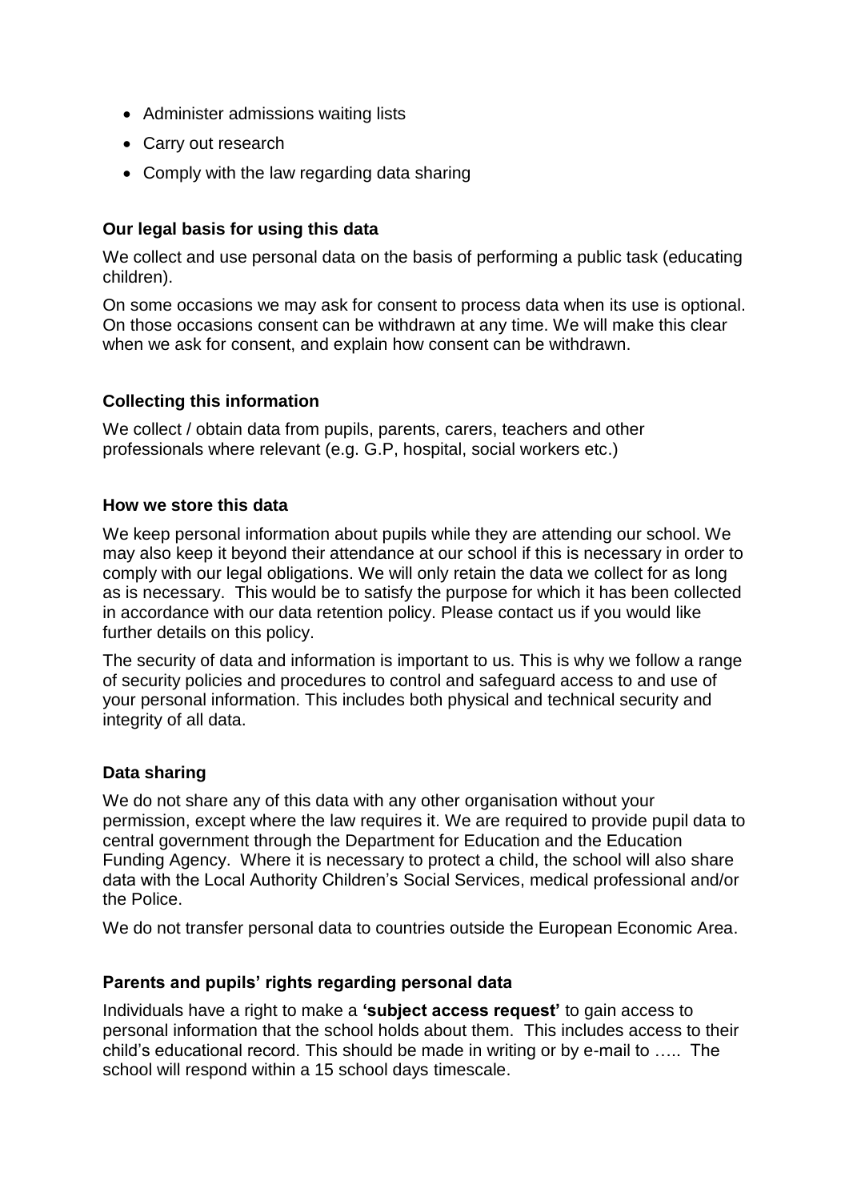- Administer admissions waiting lists
- Carry out research
- Comply with the law regarding data sharing

### Our legal basis for using this data

We collect and use personal data on the basis of performing a public task (educating children).

On some occasions we may ask for consent to process data when its use is optional. On those occasions consent can be withdrawn at any time. We will make this clear when we ask for consent, and explain how consent can be withdrawn.

### Collecting this information

We collect / obtain data from pupils, parents, carers, teachers and other professionals where relevant (e.g. G.P, hospital, social workers etc.)

### How we store this data

We keep personal information about pupils while they are attending our school. We may also keep it beyond their attendance at our school if this is necessary in order to comply with our legal obligations. We will only retain the data we collect for as long as is necessary. This would be to satisfy the purpose for which it has been collected in accordance with our data retention policy. Please contact us if you would like further details on this policy.

The security of data and information is important to us. This is why we follow a range of security policies and procedures to control and safeguard access to and use of your personal information. This includes both physical and technical security and integrity of all data.

### Data sharing

We do not share any of this data with any other organisation without your permission, except where the law requires it. We are required to provide pupil data to central government through the Department for Education and the Education Funding Agency. Where it is necessary to protect a child, the school will also share data with the Local Authority Children's Social Services, medical professional and/or the Police.

We do not transfer personal data to countries outside the European Economic Area.

### Parents and pupils' rights regarding personal data

Individuals have a right to make a **'subject access request'** to gain access to personal information that the school holds about them. This includes access to their child's educational record. This should be made in writing or by e-mail to ….. The school will respond within a 15 school days timescale.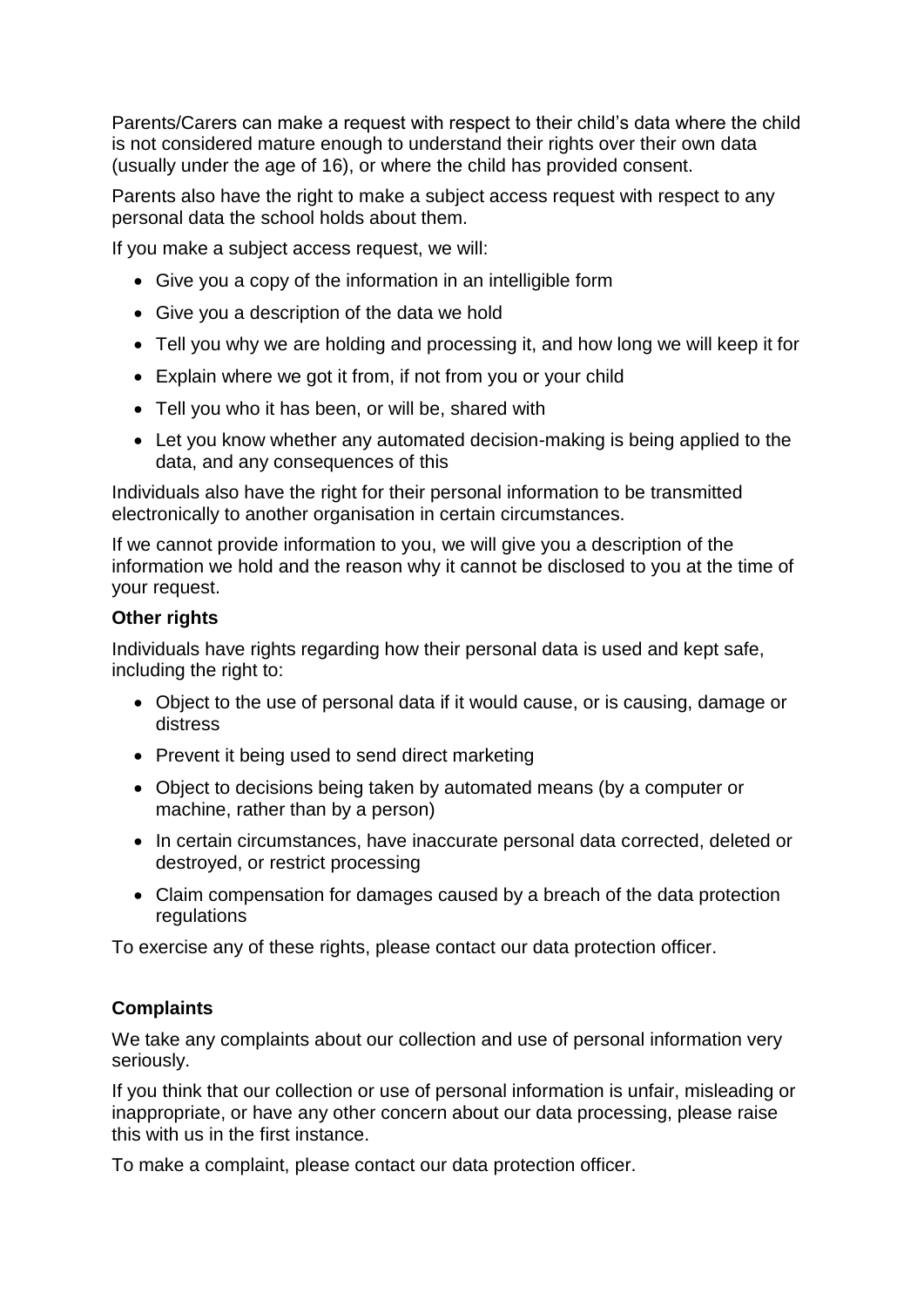Parents/Carers can make a request with respect to their child's data where the child is not considered mature enough to understand their rights over their own data (usually under the age of 16), or where the child has provided consent.

Parents also have the right to make a subject access request with respect to any personal data the school holds about them.

If you make a subject access request, we will:

- Give you a copy of the information in an intelligible form
- Give you a description of the data we hold
- Tell you why we are holding and processing it, and how long we will keep it for
- Explain where we got it from, if not from you or your child
- Tell you who it has been, or will be, shared with
- Let you know whether any automated decision-making is being applied to the data, and any consequences of this

Individuals also have the right for their personal information to be transmitted electronically to another organisation in certain circumstances.

If we cannot provide information to you, we will give you a description of the information we hold and the reason why it cannot be disclosed to you at the time of your request.

**Other rights**

Individuals have rights regarding how their personal data is used and kept safe, including the right to:

- Object to the use of personal data if it would cause, or is causing, damage or distress
- Prevent it being used to send direct marketing
- Object to decisions being taken by automated means (by a computer or machine, rather than by a person)
- In certain circumstances, have inaccurate personal data corrected, deleted or destroyed, or restrict processing
- Claim compensation for damages caused by a breach of the data protection regulations

To exercise any of these rights, please contact our data protection officer.

**Complaints**

We take any complaints about our collection and use of personal information very seriously.

If you think that our collection or use of personal information is unfair, misleading or inappropriate, or have any other concern about our data processing, please raise this with us in the first instance.

To make a complaint, please contact our data protection officer.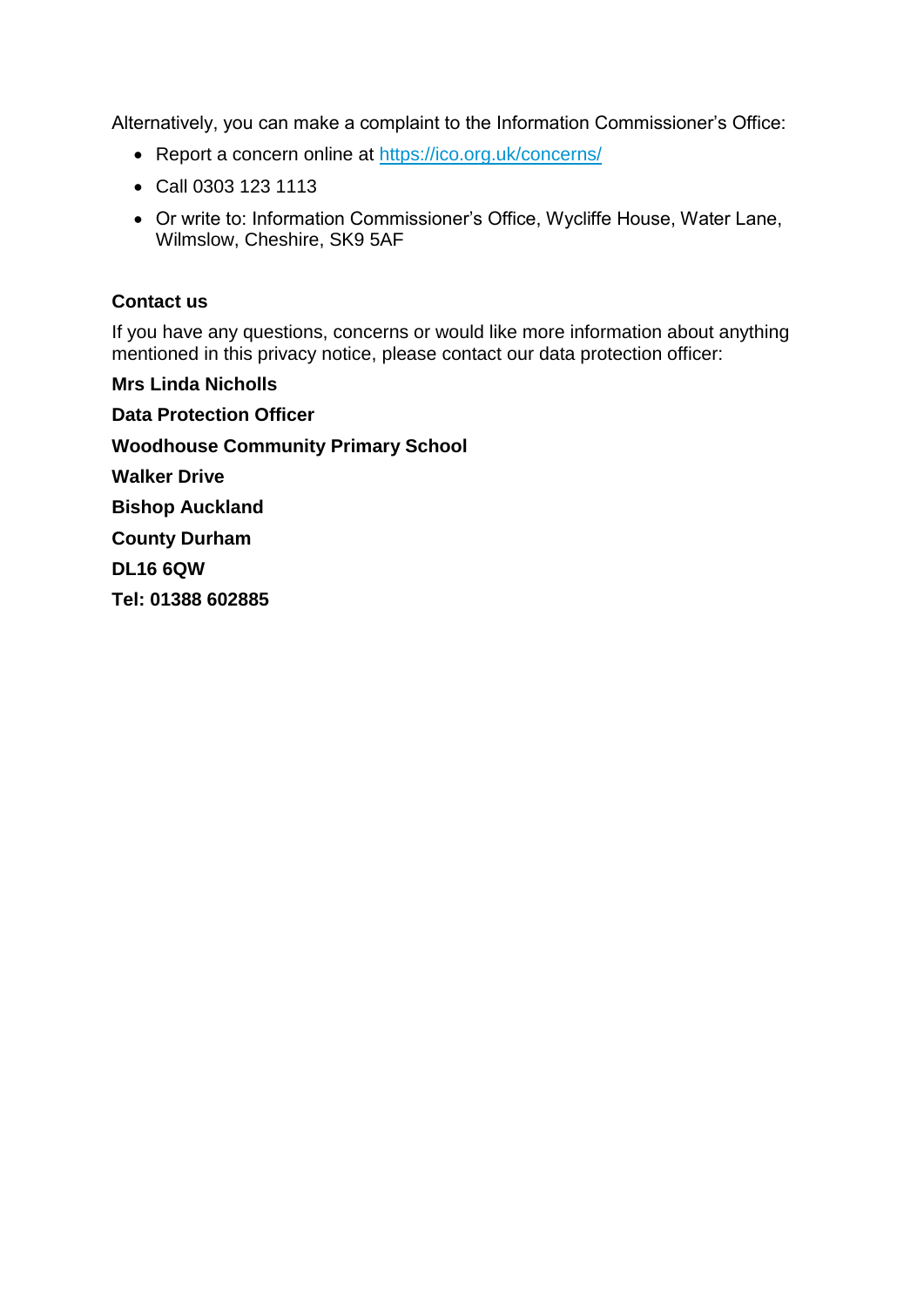Alternatively, you can make a complaint to the Information Commissioner's Office:

- Report a concern online at https://ico.org.uk/concerns/
- Call 0303 123 1113
- Or write to: Information Commissioner's Office, Wycliffe House, Water Lane, Wilmslow, Cheshire, SK9 5AF

## Contact us

If you have any questions, concerns or would like more information about anything mentioned in this privacy notice, please contact our data protection officer:

**Mrs Linda Nicholls**

**Data Protection Officer**

**Woodhouse Community Primary School**

**Walker Drive**

**Bishop Auckland**

**County Durham**

**DL16 6QW**

**Tel: 01388 602885**